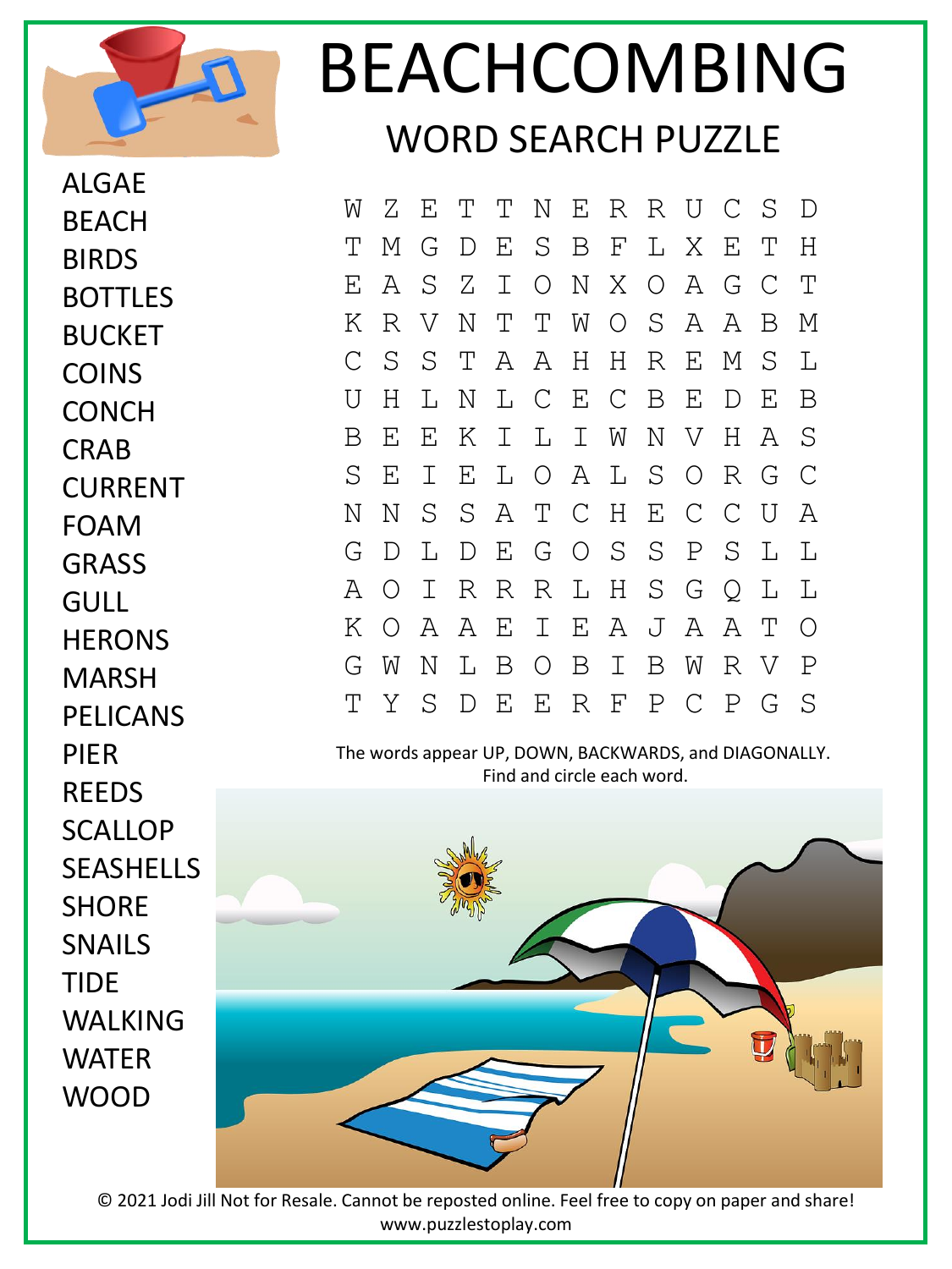# BEACHCOMBING

## WORD SEARCH PUZZLE

- ALGAE
- BEACH
- BIRDS
- BOTTLES
- BUCKET
- COINS
- CONCH
- CRAB
- CURRENT
- FOAM
- GRASS
- GULL
- HERONS
- MARSH
- PELICANS
- PIER
- REEDS
- SCALLOP
- SEASHELLS
- SHORE
- SNAILS
- TIDE
- WALKING
- WATER
- WOOD

```
W Z E T T N E R R U C S D
T M G D E S B F L X E T H
E A S Z I O N X O A G C T
K R V N T T W O S A A B M
C S S T A A H H R E M S L
U H L N L C E C B E D E B
B E E K I L I W N V H A S
S E I E L O A L S O R G C
N N S S A T C H E C C U A
G D L D E G O S S P S L L
A O I R R R L H S G Q L L
K O A A E I E A J A A T O
G W N L B O B I B W R V P
T Y S D E E R F P C P G S
```

The words appear UP, DOWN, BACKWARDS, and DIAGONALLY.
Find and circle each word.

© 2021 Jodi Jill Not for Resale. Cannot be reposted online. Feel free to copy on paper and share!
www.puzzlestoplay.com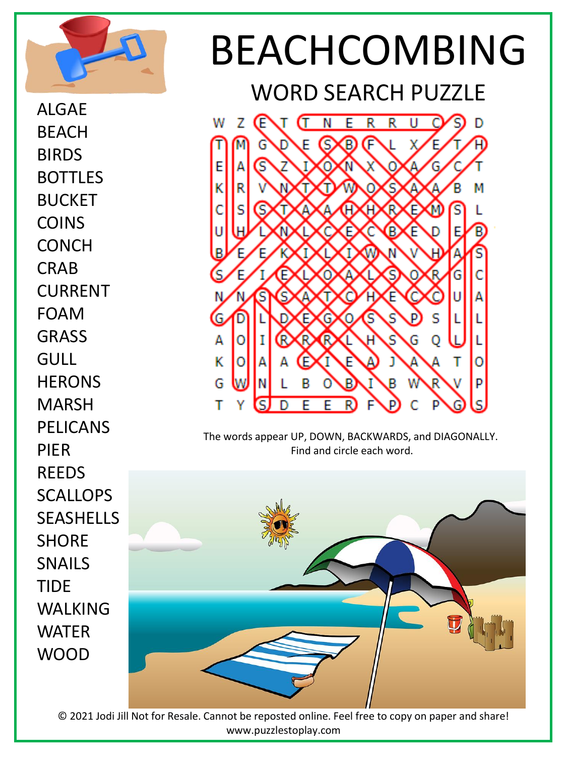# BEACHCOMBING

## WORD SEARCH PUZZLE

ALGAE
BEACH
BIRDS
BOTTLES
BUCKET
COINS
CONCH
CRAB
CURRENT
FOAM
GRASS
GULL
HERONS
MARSH
PELICANS
PIER
REEDS
SCALLOPS
SEASHELLS
SHORE
SNAILS
TIDE
WALKING
WATER
WOOD

| | | | | | | | | | | | | |
|---|---|---|---|---|---|---|---|---|---|---|---|---|
| W | Z | E | T | T | N | E | R | R | U | C | S | D |
| T | M | G | D | E | S | B | F | L | X | E | T | H |
| E | A | S | Z | I | O | N | X | O | A | G | C | T |
| K | R | V | N | T | T | W | O | S | A | A | B | M |
| C | S | S | T | A | A | H | H | R | E | M | S | L |
| U | H | L | N | L | C | E | C | B | E | D | E | B |
| B | E | E | K | I | L | I | W | N | V | H | A | S |
| S | E | I | E | L | O | A | L | S | O | R | G | C |
| N | N | S | S | A | T | C | H | E | C | C | U | A |
| G | D | L | D | E | G | O | S | S | P | S | L | L |
| A | O | I | R | R | R | L | H | S | G | Q | L | L |
| K | O | A | A | E | I | E | A | J | A | A | T | O |
| G | W | N | L | B | O | B | I | B | W | R | V | P |
| T | Y | S | D | E | E | R | F | P | C | P | G | S |

The words appear UP, DOWN, BACKWARDS, and DIAGONALLY.
Find and circle each word.

© 2021 Jodi Jill Not for Resale. Cannot be reposted online. Feel free to copy on paper and share!
www.puzzlestoplay.com